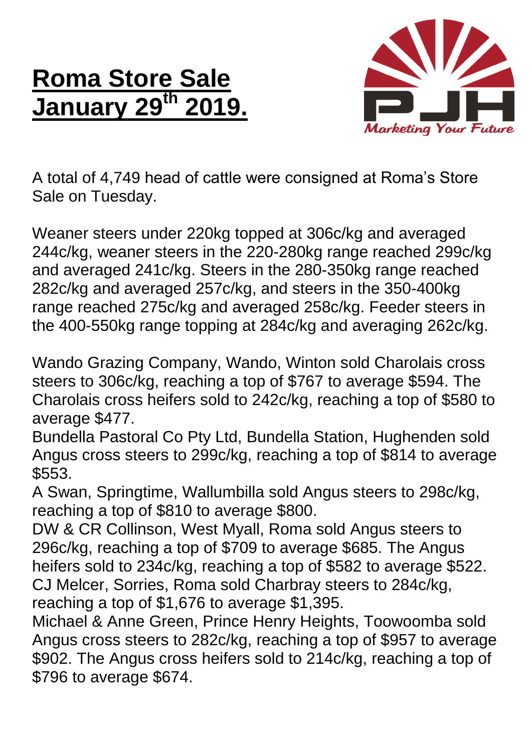# Roma Store Sale January 29th 2019.

A total of 4,749 head of cattle were consigned at Roma's Store Sale on Tuesday.

Weaner steers under 220kg topped at 306c/kg and averaged 244c/kg, weaner steers in the 220-280kg range reached 299c/kg and averaged 241c/kg. Steers in the 280-350kg range reached 282c/kg and averaged 257c/kg, and steers in the 350-400kg range reached 275c/kg and averaged 258c/kg. Feeder steers in the 400-550kg range topping at 284c/kg and averaging 262c/kg.

Wando Grazing Company, Wando, Winton sold Charolais cross steers to 306c/kg, reaching a top of $767 to average $594. The Charolais cross heifers sold to 242c/kg, reaching a top of $580 to average $477.
Bundella Pastoral Co Pty Ltd, Bundella Station, Hughenden sold Angus cross steers to 299c/kg, reaching a top of $814 to average $553.
A Swan, Springtime, Wallumbilla sold Angus steers to 298c/kg, reaching a top of $810 to average $800.
DW & CR Collinson, West Myall, Roma sold Angus steers to 296c/kg, reaching a top of $709 to average $685. The Angus heifers sold to 234c/kg, reaching a top of $582 to average $522.
CJ Melcer, Sorries, Roma sold Charbray steers to 284c/kg, reaching a top of $1,676 to average $1,395.
Michael & Anne Green, Prince Henry Heights, Toowoomba sold Angus cross steers to 282c/kg, reaching a top of $957 to average $902. The Angus cross heifers sold to 214c/kg, reaching a top of $796 to average $674.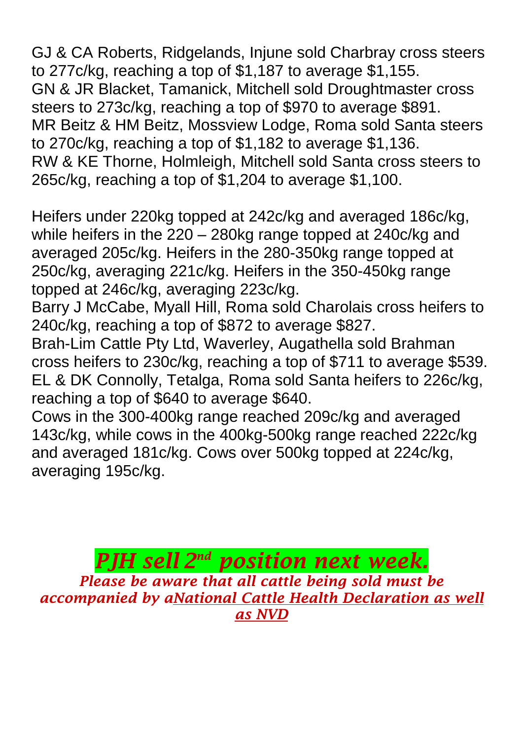GJ & CA Roberts, Ridgelands, Injune sold Charbray cross steers to 277c/kg, reaching a top of $1,187 to average $1,155.
GN & JR Blacket, Tamanick, Mitchell sold Droughtmaster cross steers to 273c/kg, reaching a top of $970 to average $891.
MR Beitz & HM Beitz, Mossview Lodge, Roma sold Santa steers to 270c/kg, reaching a top of $1,182 to average $1,136.
RW & KE Thorne, Holmleigh, Mitchell sold Santa cross steers to 265c/kg, reaching a top of $1,204 to average $1,100.

Heifers under 220kg topped at 242c/kg and averaged 186c/kg, while heifers in the 220 – 280kg range topped at 240c/kg and averaged 205c/kg. Heifers in the 280-350kg range topped at 250c/kg, averaging 221c/kg. Heifers in the 350-450kg range topped at 246c/kg, averaging 223c/kg.
Barry J McCabe, Myall Hill, Roma sold Charolais cross heifers to 240c/kg, reaching a top of $872 to average $827.
Brah-Lim Cattle Pty Ltd, Waverley, Augathella sold Brahman cross heifers to 230c/kg, reaching a top of $711 to average $539.
EL & DK Connolly, Tetalga, Roma sold Santa heifers to 226c/kg, reaching a top of $640 to average $640.
Cows in the 300-400kg range reached 209c/kg and averaged 143c/kg, while cows in the 400kg-500kg range reached 222c/kg and averaged 181c/kg. Cows over 500kg topped at 224c/kg, averaging 195c/kg.

***PJH sell 2nd position next week.***

***Please be aware that all cattle being sold must be accompanied by aNational Cattle Health Declaration as well as NVD***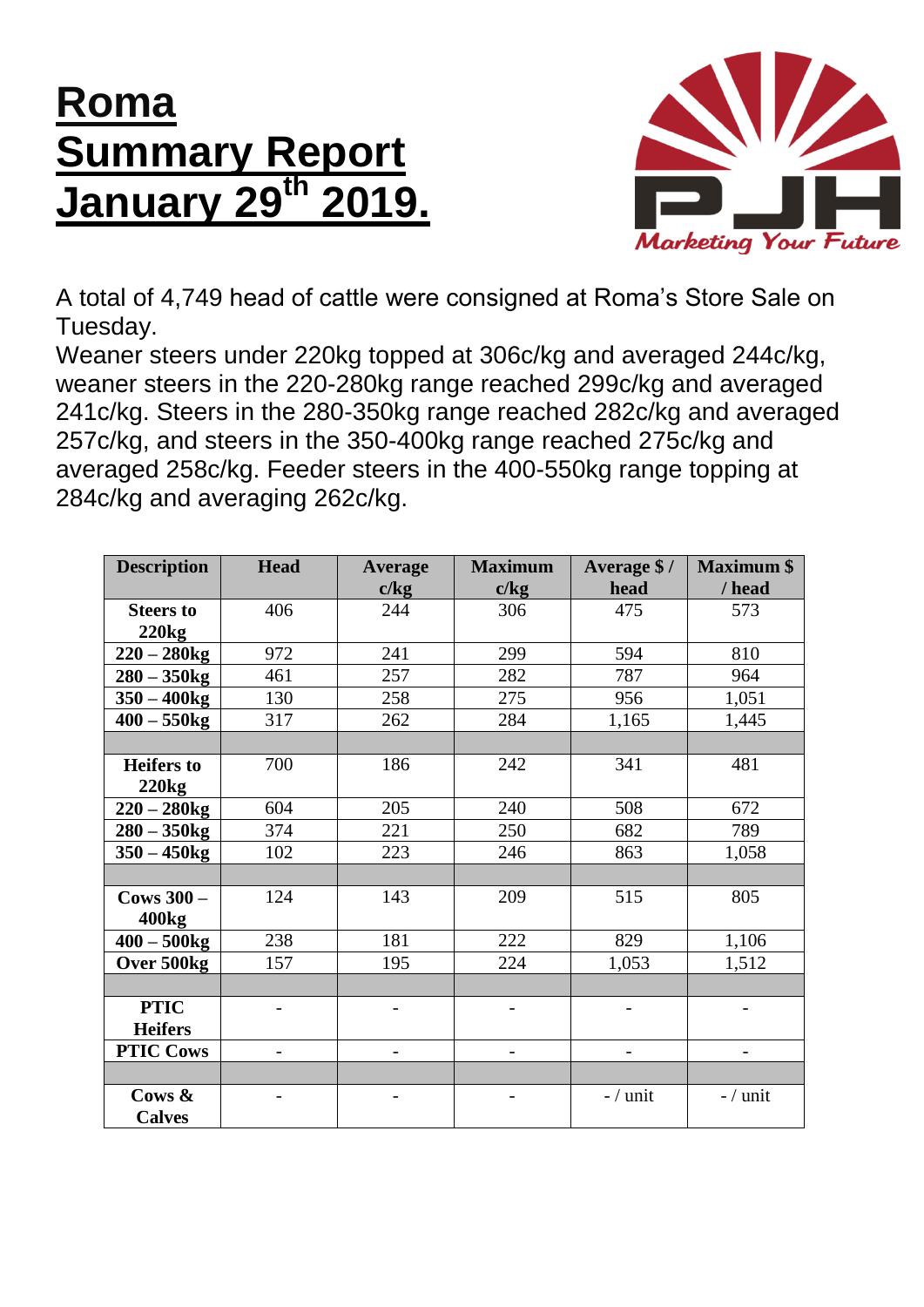# Roma Summary Report January 29th 2019.

Marketing Your Future

A total of 4,749 head of cattle were consigned at Roma's Store Sale on Tuesday.

Weaner steers under 220kg topped at 306c/kg and averaged 244c/kg, weaner steers in the 220-280kg range reached 299c/kg and averaged 241c/kg. Steers in the 280-350kg range reached 282c/kg and averaged 257c/kg, and steers in the 350-400kg range reached 275c/kg and averaged 258c/kg. Feeder steers in the 400-550kg range topping at 284c/kg and averaging 262c/kg.

| Description | Head | Average c/kg | Maximum c/kg | Average $ / head | Maximum $ / head |
|---|---|---|---|---|---|
| **Steers to 220kg** | 406 | 244 | 306 | 475 | 573 |
| **220 – 280kg** | 972 | 241 | 299 | 594 | 810 |
| **280 – 350kg** | 461 | 257 | 282 | 787 | 964 |
| **350 – 400kg** | 130 | 258 | 275 | 956 | 1,051 |
| **400 – 550kg** | 317 | 262 | 284 | 1,165 | 1,445 |
| | | | | | |
| **Heifers to 220kg** | 700 | 186 | 242 | 341 | 481 |
| **220 – 280kg** | 604 | 205 | 240 | 508 | 672 |
| **280 – 350kg** | 374 | 221 | 250 | 682 | 789 |
| **350 – 450kg** | 102 | 223 | 246 | 863 | 1,058 |
| | | | | | |
| **Cows 300 – 400kg** | 124 | 143 | 209 | 515 | 805 |
| **400 – 500kg** | 238 | 181 | 222 | 829 | 1,106 |
| **Over 500kg** | 157 | 195 | 224 | 1,053 | 1,512 |
| | | | | | |
| **PTIC Heifers** | - | - | - | - | - |
| **PTIC Cows** | - | - | - | - | - |
| | | | | | |
| **Cows & Calves** | - | - | - | - / unit | - / unit |